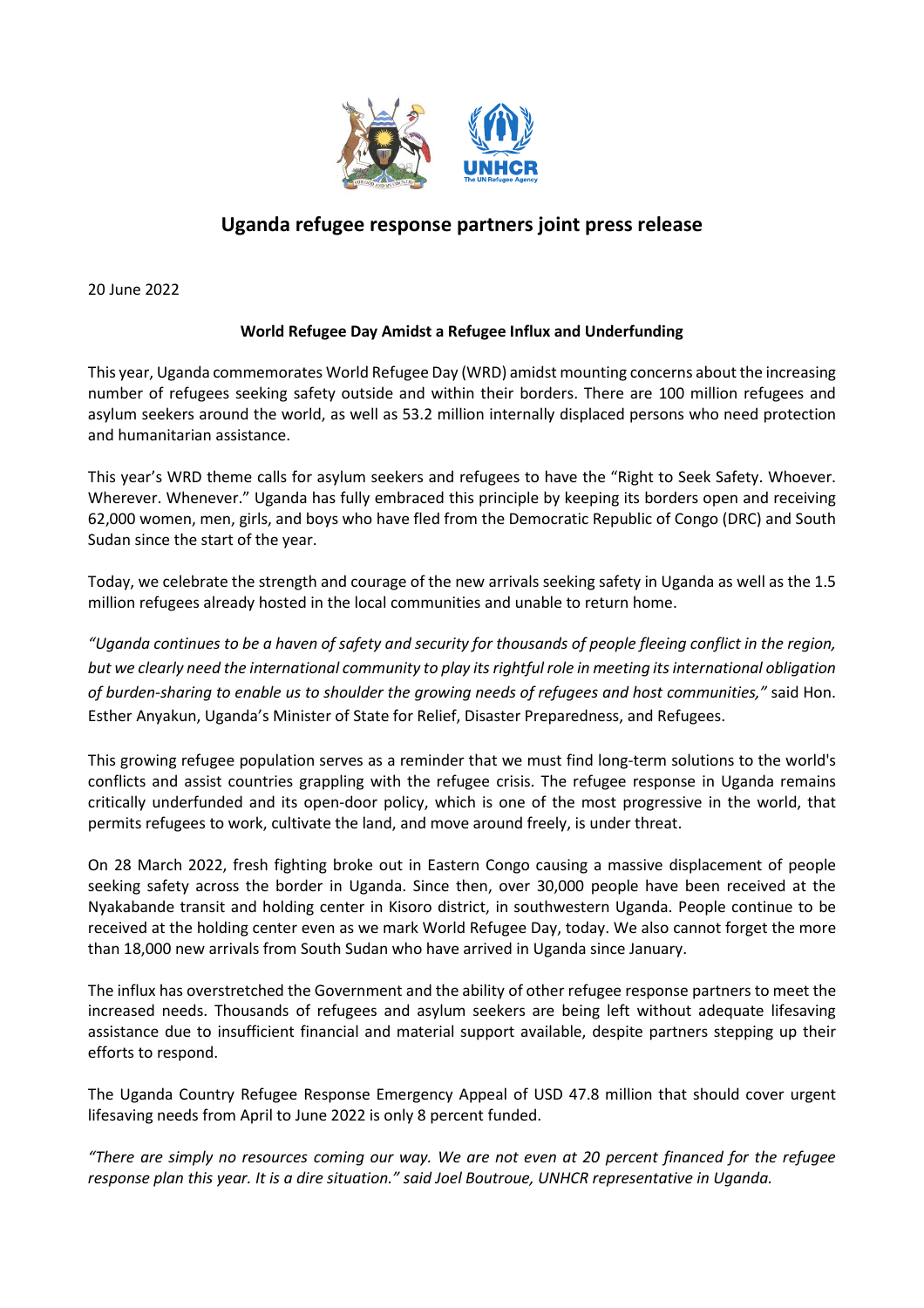# Uganda refugee response partners joint press release

20 June 2022

**World Refugee Day Amidst a Refugee Influx and Underfunding**

This year, Uganda commemorates World Refugee Day (WRD) amidst mounting concerns about the increasing number of refugees seeking safety outside and within their borders. There are 100 million refugees and asylum seekers around the world, as well as 53.2 million internally displaced persons who need protection and humanitarian assistance.

This year's WRD theme calls for asylum seekers and refugees to have the "Right to Seek Safety. Whoever. Wherever. Whenever." Uganda has fully embraced this principle by keeping its borders open and receiving 62,000 women, men, girls, and boys who have fled from the Democratic Republic of Congo (DRC) and South Sudan since the start of the year.

Today, we celebrate the strength and courage of the new arrivals seeking safety in Uganda as well as the 1.5 million refugees already hosted in the local communities and unable to return home.

*"Uganda continues to be a haven of safety and security for thousands of people fleeing conflict in the region, but we clearly need the international community to play its rightful role in meeting its international obligation of burden-sharing to enable us to shoulder the growing needs of refugees and host communities,"* said Hon. Esther Anyakun, Uganda's Minister of State for Relief, Disaster Preparedness, and Refugees.

This growing refugee population serves as a reminder that we must find long-term solutions to the world's conflicts and assist countries grappling with the refugee crisis. The refugee response in Uganda remains critically underfunded and its open-door policy, which is one of the most progressive in the world, that permits refugees to work, cultivate the land, and move around freely, is under threat.

On 28 March 2022, fresh fighting broke out in Eastern Congo causing a massive displacement of people seeking safety across the border in Uganda. Since then, over 30,000 people have been received at the Nyakabande transit and holding center in Kisoro district, in southwestern Uganda. People continue to be received at the holding center even as we mark World Refugee Day, today. We also cannot forget the more than 18,000 new arrivals from South Sudan who have arrived in Uganda since January.

The influx has overstretched the Government and the ability of other refugee response partners to meet the increased needs. Thousands of refugees and asylum seekers are being left without adequate lifesaving assistance due to insufficient financial and material support available, despite partners stepping up their efforts to respond.

The Uganda Country Refugee Response Emergency Appeal of USD 47.8 million that should cover urgent lifesaving needs from April to June 2022 is only 8 percent funded.

*"There are simply no resources coming our way. We are not even at 20 percent financed for the refugee response plan this year. It is a dire situation." said Joel Boutroue, UNHCR representative in Uganda.*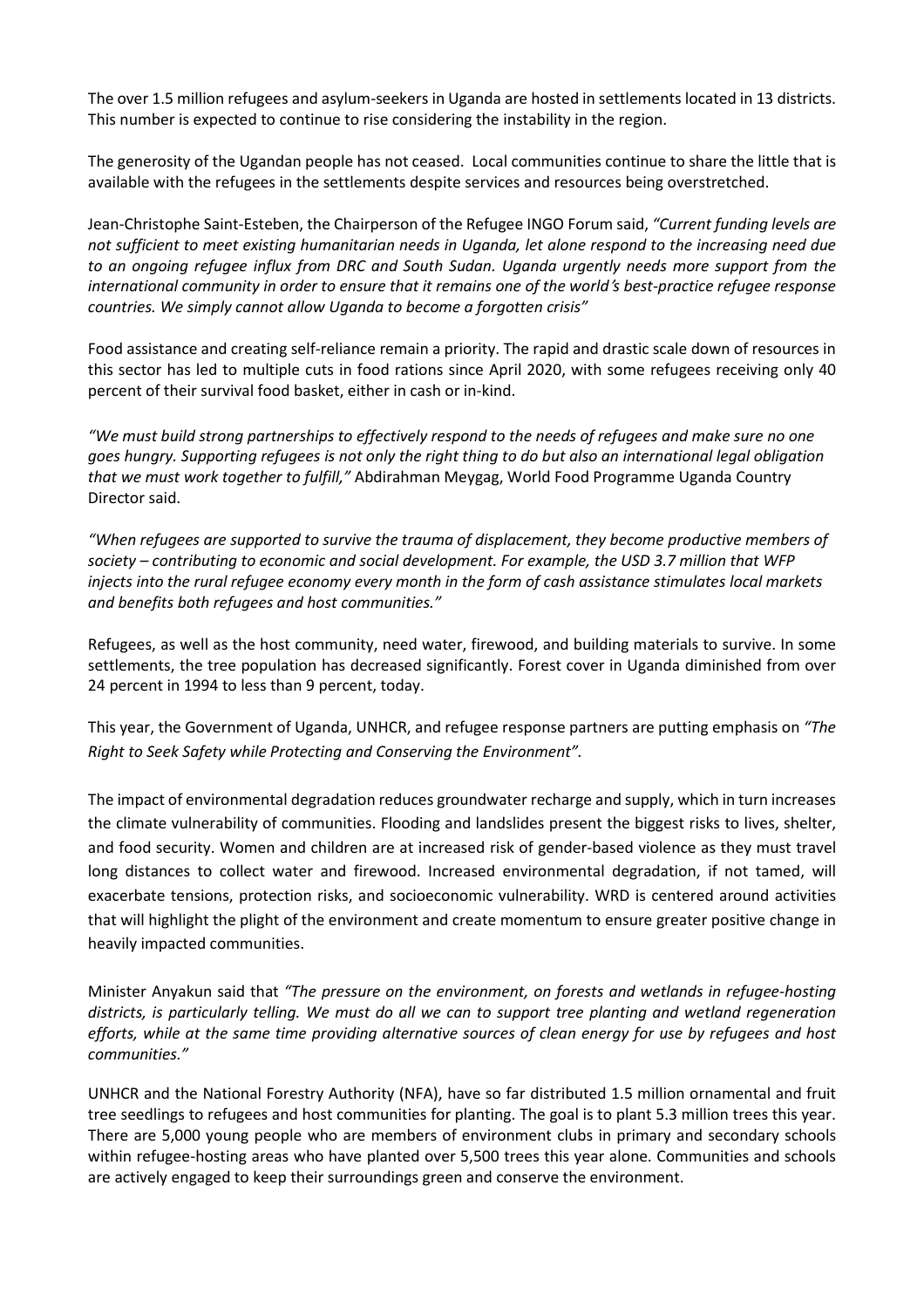The over 1.5 million refugees and asylum-seekers in Uganda are hosted in settlements located in 13 districts. This number is expected to continue to rise considering the instability in the region.

The generosity of the Ugandan people has not ceased. Local communities continue to share the little that is available with the refugees in the settlements despite services and resources being overstretched.

Jean-Christophe Saint-Esteben, the Chairperson of the Refugee INGO Forum said, *"Current funding levels are not sufficient to meet existing humanitarian needs in Uganda, let alone respond to the increasing need due to an ongoing refugee influx from DRC and South Sudan. Uganda urgently needs more support from the international community in order to ensure that it remains one of the world's best-practice refugee response countries. We simply cannot allow Uganda to become a forgotten crisis"*

Food assistance and creating self-reliance remain a priority. The rapid and drastic scale down of resources in this sector has led to multiple cuts in food rations since April 2020, with some refugees receiving only 40 percent of their survival food basket, either in cash or in-kind.

*"We must build strong partnerships to effectively respond to the needs of refugees and make sure no one goes hungry. Supporting refugees is not only the right thing to do but also an international legal obligation that we must work together to fulfil,"* Abdirahman Meygag, World Food Programme Uganda Country Director said.

*"When refugees are supported to survive the trauma of displacement, they become productive members of society – contributing to economic and social development. For example, the USD 3.7 million that WFP injects into the rural refugee economy every month in the form of cash assistance stimulates local markets and benefits both refugees and host communities."*

Refugees, as well as the host community, need water, firewood, and building materials to survive. In some settlements, the tree population has decreased significantly. Forest cover in Uganda diminished from over 24 percent in 1994 to less than 9 percent, today.

This year, the Government of Uganda, UNHCR, and refugee response partners are putting emphasis on *"The Right to Seek Safety while Protecting and Conserving the Environment".*

The impact of environmental degradation reduces groundwater recharge and supply, which in turn increases the climate vulnerability of communities. Flooding and landslides present the biggest risks to lives, shelter, and food security. Women and children are at increased risk of gender-based violence as they must travel long distances to collect water and firewood. Increased environmental degradation, if not tamed, will exacerbate tensions, protection risks, and socioeconomic vulnerability. WRD is centered around activities that will highlight the plight of the environment and create momentum to ensure greater positive change in heavily impacted communities.

Minister Anyakun said that *"The pressure on the environment, on forests and wetlands in refugee-hosting districts, is particularly telling. We must do all we can to support tree planting and wetland regeneration efforts, while at the same time providing alternative sources of clean energy for use by refugees and host communities."*

UNHCR and the National Forestry Authority (NFA), have so far distributed 1.5 million ornamental and fruit tree seedlings to refugees and host communities for planting. The goal is to plant 5.3 million trees this year. There are 5,000 young people who are members of environment clubs in primary and secondary schools within refugee-hosting areas who have planted over 5,500 trees this year alone. Communities and schools are actively engaged to keep their surroundings green and conserve the environment.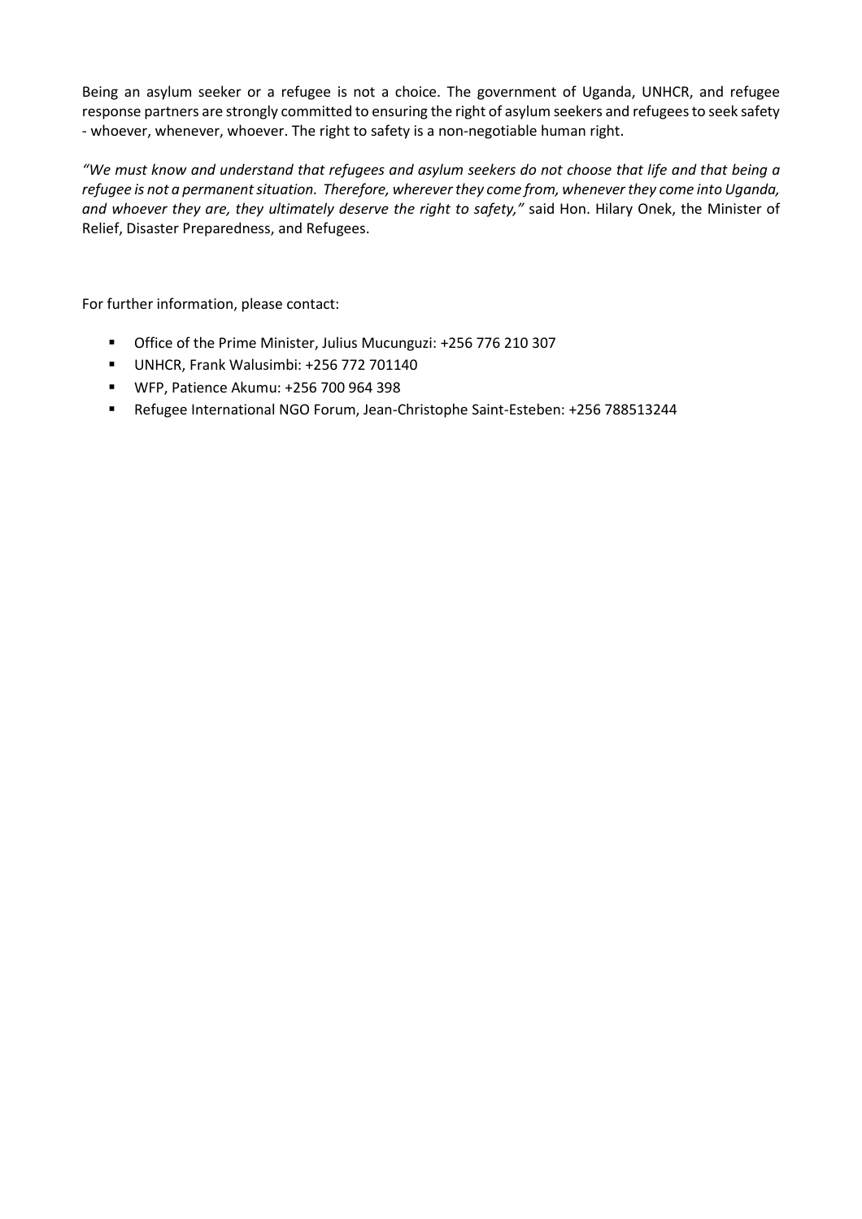Being an asylum seeker or a refugee is not a choice. The government of Uganda, UNHCR, and refugee response partners are strongly committed to ensuring the right of asylum seekers and refugees to seek safety - whoever, whenever, whoever. The right to safety is a non-negotiable human right.

*"We must know and understand that refugees and asylum seekers do not choose that life and that being a refugee is not a permanent situation. Therefore, wherever they come from, whenever they come into Uganda, and whoever they are, they ultimately deserve the right to safety,"* said Hon. Hilary Onek, the Minister of Relief, Disaster Preparedness, and Refugees.

For further information, please contact:

- Office of the Prime Minister, Julius Mucunguzi: +256 776 210 307
- UNHCR, Frank Walusimbi: +256 772 701140
- WFP, Patience Akumu: +256 700 964 398
- Refugee International NGO Forum, Jean-Christophe Saint-Esteben: +256 788513244